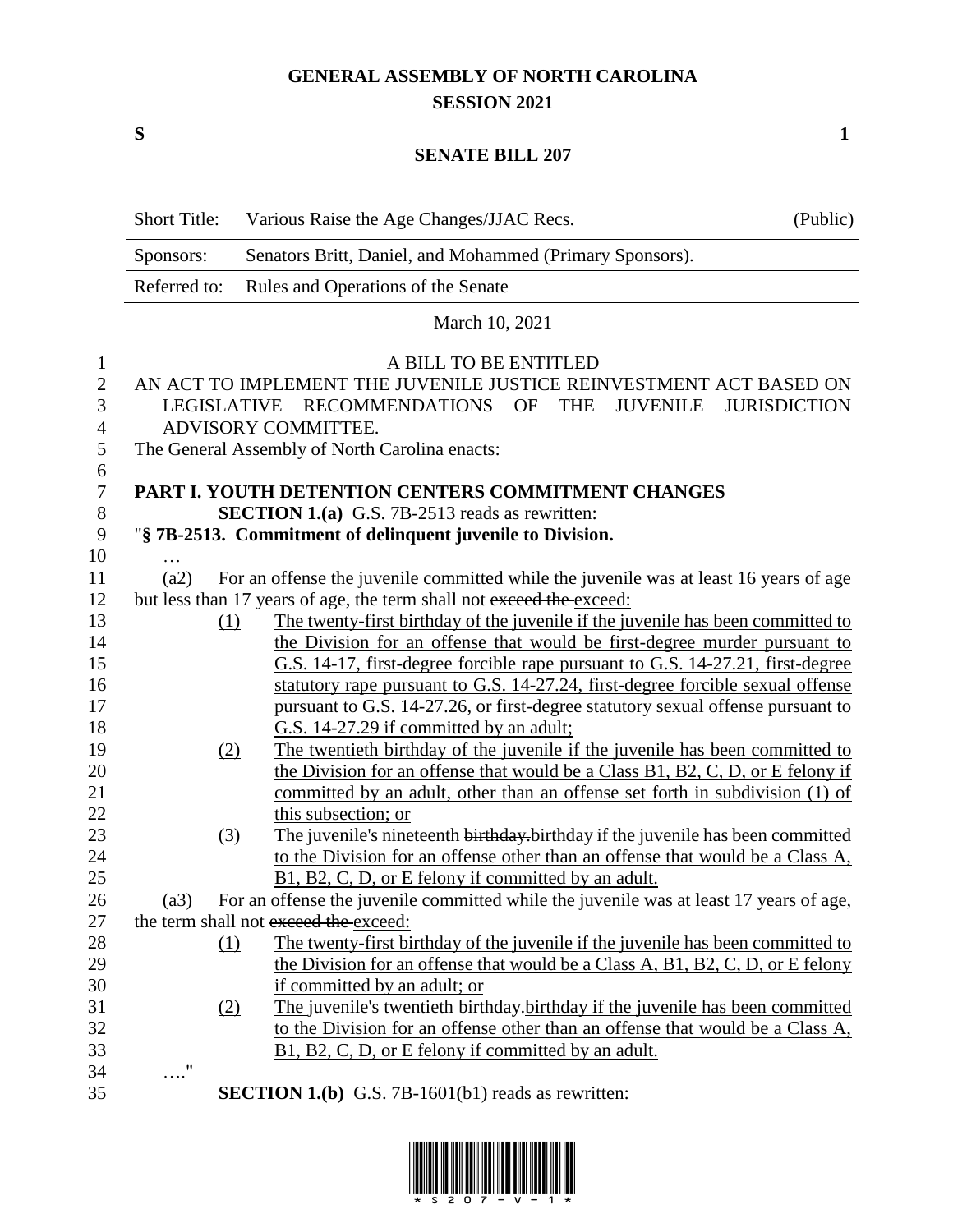# GENERAL ASSEMBLY OF NORTH CAROLINA
## SESSION 2021

**S** **1**

**SENATE BILL 207**

| Short Title: | Various Raise the Age Changes/JJAC Recs. | (Public) |
|---|---|---|
| Sponsors: | Senators Britt, Daniel, and Mohammed (Primary Sponsors). | |
| Referred to: | Rules and Operations of the Senate | |

March 10, 2021

A BILL TO BE ENTITLED

AN ACT TO IMPLEMENT THE JUVENILE JUSTICE REINVESTMENT ACT BASED ON LEGISLATIVE RECOMMENDATIONS OF THE JUVENILE JURISDICTION ADVISORY COMMITTEE.

The General Assembly of North Carolina enacts:

**PART I. YOUTH DETENTION CENTERS COMMITMENT CHANGES**

**SECTION 1.(a)** G.S. 7B-2513 reads as rewritten:

"**§ 7B-2513. Commitment of delinquent juvenile to Division.**

…

(a2) For an offense the juvenile committed while the juvenile was at least 16 years of age but less than 17 years of age, the term shall not ~~exceed the~~ exceed:

(1) The twenty-first birthday of the juvenile if the juvenile has been committed to the Division for an offense that would be first-degree murder pursuant to G.S. 14-17, first-degree forcible rape pursuant to G.S. 14-27.21, first-degree statutory rape pursuant to G.S. 14-27.24, first-degree forcible sexual offense pursuant to G.S. 14-27.26, or first-degree statutory sexual offense pursuant to G.S. 14-27.29 if committed by an adult;

(2) The twentieth birthday of the juvenile if the juvenile has been committed to the Division for an offense that would be a Class B1, B2, C, D, or E felony if committed by an adult, other than an offense set forth in subdivision (1) of this subsection; or

(3) The juvenile's nineteenth ~~birthday.~~birthday if the juvenile has been committed to the Division for an offense other than an offense that would be a Class A, B1, B2, C, D, or E felony if committed by an adult.

(a3) For an offense the juvenile committed while the juvenile was at least 17 years of age, the term shall not ~~exceed the~~ exceed:

(1) The twenty-first birthday of the juvenile if the juvenile has been committed to the Division for an offense that would be a Class A, B1, B2, C, D, or E felony if committed by an adult; or

(2) The juvenile's twentieth ~~birthday.~~birthday if the juvenile has been committed to the Division for an offense other than an offense that would be a Class A, B1, B2, C, D, or E felony if committed by an adult.

…."

**SECTION 1.(b)** G.S. 7B-1601(b1) reads as rewritten: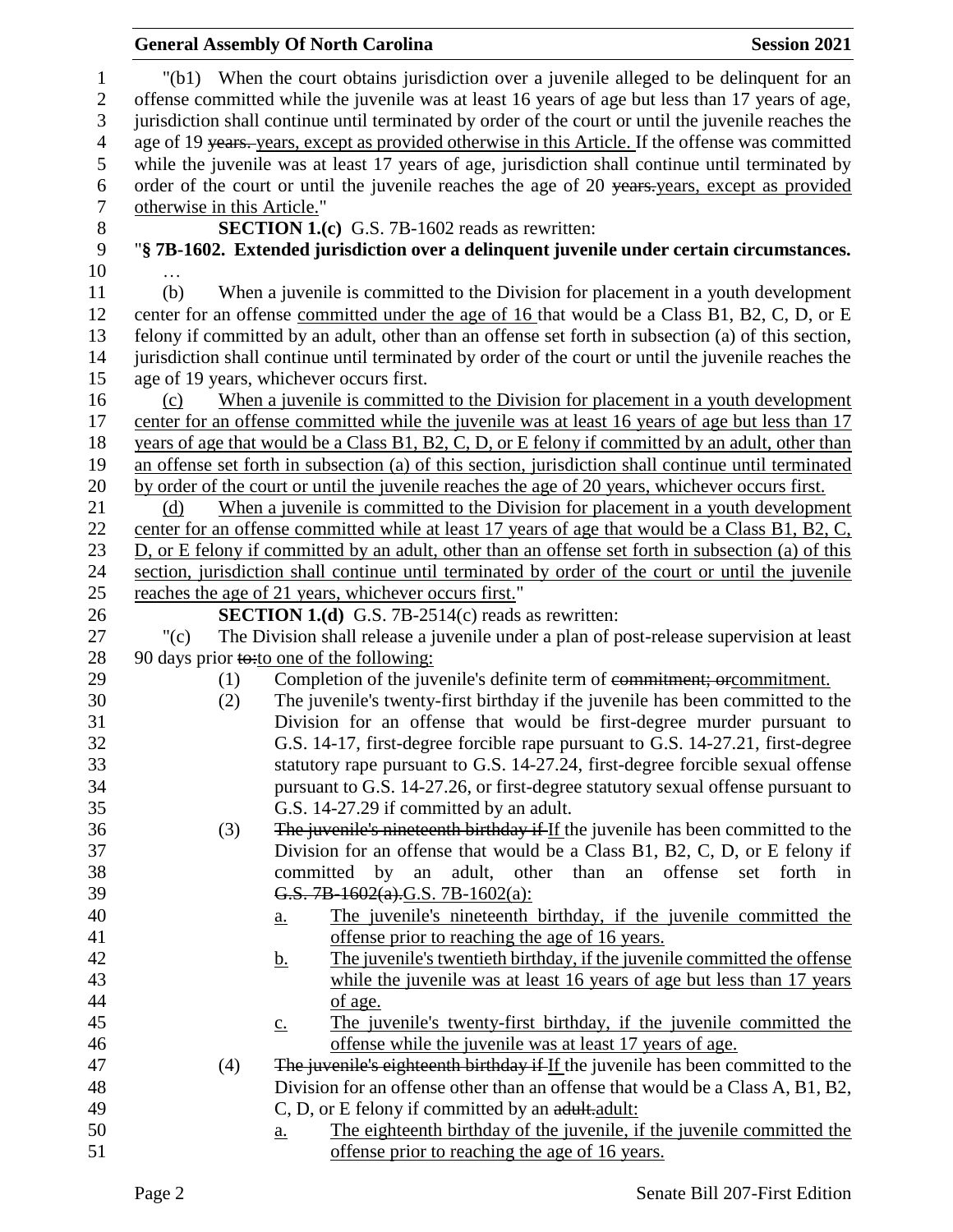"(b1) When the court obtains jurisdiction over a juvenile alleged to be delinquent for an offense committed while the juvenile was at least 16 years of age but less than 17 years of age, jurisdiction shall continue until terminated by order of the court or until the juvenile reaches the age of 19 ~~years.~~ years, except as provided otherwise in this Article. If the offense was committed while the juvenile was at least 17 years of age, jurisdiction shall continue until terminated by order of the court or until the juvenile reaches the age of 20 ~~years.~~years, except as provided otherwise in this Article."

**SECTION 1.(c)** G.S. 7B-1602 reads as rewritten:

"**§ 7B-1602. Extended jurisdiction over a delinquent juvenile under certain circumstances.**

…

(b) When a juvenile is committed to the Division for placement in a youth development center for an offense committed under the age of 16 that would be a Class B1, B2, C, D, or E felony if committed by an adult, other than an offense set forth in subsection (a) of this section, jurisdiction shall continue until terminated by order of the court or until the juvenile reaches the age of 19 years, whichever occurs first.

(c) When a juvenile is committed to the Division for placement in a youth development center for an offense committed while the juvenile was at least 16 years of age but less than 17 years of age that would be a Class B1, B2, C, D, or E felony if committed by an adult, other than an offense set forth in subsection (a) of this section, jurisdiction shall continue until terminated by order of the court or until the juvenile reaches the age of 20 years, whichever occurs first.

(d) When a juvenile is committed to the Division for placement in a youth development center for an offense committed while at least 17 years of age that would be a Class B1, B2, C, D, or E felony if committed by an adult, other than an offense set forth in subsection (a) of this section, jurisdiction shall continue until terminated by order of the court or until the juvenile reaches the age of 21 years, whichever occurs first."

**SECTION 1.(d)** G.S. 7B-2514(c) reads as rewritten:

"(c) The Division shall release a juvenile under a plan of post-release supervision at least 90 days prior ~~to:~~to one of the following:

(1) Completion of the juvenile's definite term of ~~commitment; or~~commitment.

(2) The juvenile's twenty-first birthday if the juvenile has been committed to the Division for an offense that would be first-degree murder pursuant to G.S. 14-17, first-degree forcible rape pursuant to G.S. 14-27.21, first-degree statutory rape pursuant to G.S. 14-27.24, first-degree forcible sexual offense pursuant to G.S. 14-27.26, or first-degree statutory sexual offense pursuant to G.S. 14-27.29 if committed by an adult.

(3) ~~The juvenile's nineteenth birthday if~~ If the juvenile has been committed to the Division for an offense that would be a Class B1, B2, C, D, or E felony if committed by an adult, other than an offense set forth in ~~G.S. 7B-1602(a).~~G.S. 7B-1602(a):

a. The juvenile's nineteenth birthday, if the juvenile committed the offense prior to reaching the age of 16 years.

b. The juvenile's twentieth birthday, if the juvenile committed the offense while the juvenile was at least 16 years of age but less than 17 years of age.

c. The juvenile's twenty-first birthday, if the juvenile committed the offense while the juvenile was at least 17 years of age.

(4) ~~The juvenile's eighteenth birthday if~~ If the juvenile has been committed to the Division for an offense other than an offense that would be a Class A, B1, B2, C, D, or E felony if committed by an ~~adult.~~adult:

a. The eighteenth birthday of the juvenile, if the juvenile committed the offense prior to reaching the age of 16 years.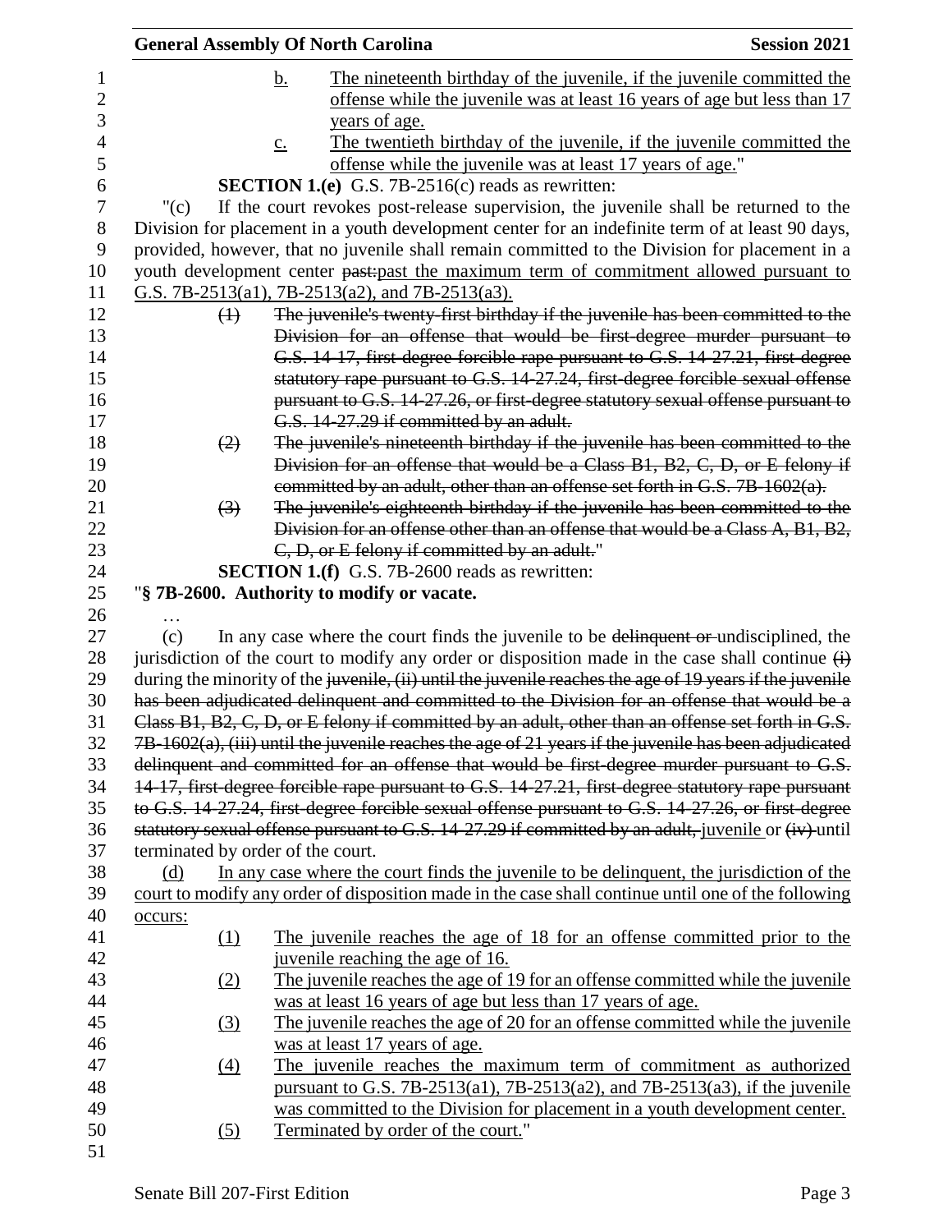b. The nineteenth birthday of the juvenile, if the juvenile committed the offense while the juvenile was at least 16 years of age but less than 17 years of age.

c. The twentieth birthday of the juvenile, if the juvenile committed the offense while the juvenile was at least 17 years of age."

**SECTION 1.(e)** G.S. 7B-2516(c) reads as rewritten:

"(c) If the court revokes post-release supervision, the juvenile shall be returned to the Division for placement in a youth development center for an indefinite term of at least 90 days, provided, however, that no juvenile shall remain committed to the Division for placement in a youth development center ~~past:~~past the maximum term of commitment allowed pursuant to G.S. 7B-2513(a1), 7B-2513(a2), and 7B-2513(a3).

~~(1) The juvenile's twenty-first birthday if the juvenile has been committed to the Division for an offense that would be first-degree murder pursuant to G.S. 14-17, first-degree forcible rape pursuant to G.S. 14-27.21, first-degree statutory rape pursuant to G.S. 14-27.24, first-degree forcible sexual offense pursuant to G.S. 14-27.26, or first-degree statutory sexual offense pursuant to G.S. 14-27.29 if committed by an adult.~~

~~(2) The juvenile's nineteenth birthday if the juvenile has been committed to the Division for an offense that would be a Class B1, B2, C, D, or E felony if committed by an adult, other than an offense set forth in G.S. 7B-1602(a).~~

~~(3) The juvenile's eighteenth birthday if the juvenile has been committed to the Division for an offense other than an offense that would be a Class A, B1, B2, C, D, or E felony if committed by an adult.~~"

**SECTION 1.(f)** G.S. 7B-2600 reads as rewritten:

"**§ 7B-2600. Authority to modify or vacate.**

…

(c) In any case where the court finds the juvenile to be ~~delinquent or~~ undisciplined, the jurisdiction of the court to modify any order or disposition made in the case shall continue ~~(i)~~ during the minority of the ~~juvenile, (ii) until the juvenile reaches the age of 19 years if the juvenile has been adjudicated delinquent and committed to the Division for an offense that would be a Class B1, B2, C, D, or E felony if committed by an adult, other than an offense set forth in G.S. 7B-1602(a), (iii) until the juvenile reaches the age of 21 years if the juvenile has been adjudicated delinquent and committed for an offense that would be first-degree murder pursuant to G.S. 14-17, first-degree forcible rape pursuant to G.S. 14-27.21, first-degree statutory rape pursuant to G.S. 14-27.24, first-degree forcible sexual offense pursuant to G.S. 14-27.26, or first-degree statutory sexual offense pursuant to G.S. 14-27.29 if committed by an adult,~~ juvenile or ~~(iv)~~ until terminated by order of the court.

(d) In any case where the court finds the juvenile to be delinquent, the jurisdiction of the court to modify any order of disposition made in the case shall continue until one of the following occurs:

(1) The juvenile reaches the age of 18 for an offense committed prior to the juvenile reaching the age of 16.

(2) The juvenile reaches the age of 19 for an offense committed while the juvenile was at least 16 years of age but less than 17 years of age.

(3) The juvenile reaches the age of 20 for an offense committed while the juvenile was at least 17 years of age.

(4) The juvenile reaches the maximum term of commitment as authorized pursuant to G.S. 7B-2513(a1), 7B-2513(a2), and 7B-2513(a3), if the juvenile was committed to the Division for placement in a youth development center.

(5) Terminated by order of the court."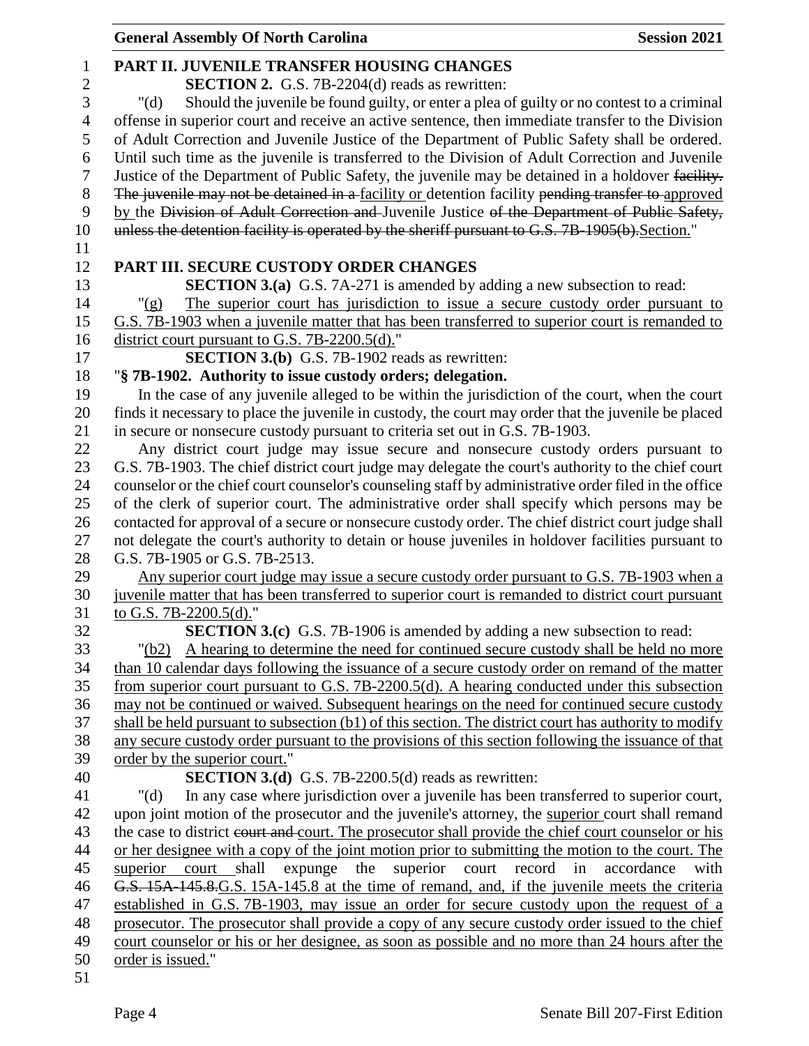**PART II. JUVENILE TRANSFER HOUSING CHANGES**

**SECTION 2.** G.S. 7B-2204(d) reads as rewritten:

"(d) Should the juvenile be found guilty, or enter a plea of guilty or no contest to a criminal offense in superior court and receive an active sentence, then immediate transfer to the Division of Adult Correction and Juvenile Justice of the Department of Public Safety shall be ordered. Until such time as the juvenile is transferred to the Division of Adult Correction and Juvenile Justice of the Department of Public Safety, the juvenile may be detained in a holdover ~~facility. The juvenile may not be detained in a~~ facility or detention facility ~~pending transfer to~~ approved by the ~~Division of Adult Correction and~~ Juvenile Justice ~~of the Department of Public Safety, unless the detention facility is operated by the sheriff pursuant to G.S. 7B-1905(b).~~Section."

**PART III. SECURE CUSTODY ORDER CHANGES**

**SECTION 3.(a)** G.S. 7A-271 is amended by adding a new subsection to read:

"(g) The superior court has jurisdiction to issue a secure custody order pursuant to G.S. 7B-1903 when a juvenile matter that has been transferred to superior court is remanded to district court pursuant to G.S. 7B-2200.5(d)."

**SECTION 3.(b)** G.S. 7B-1902 reads as rewritten:

"**§ 7B-1902. Authority to issue custody orders; delegation.**

In the case of any juvenile alleged to be within the jurisdiction of the court, when the court finds it necessary to place the juvenile in custody, the court may order that the juvenile be placed in secure or nonsecure custody pursuant to criteria set out in G.S. 7B-1903.

Any district court judge may issue secure and nonsecure custody orders pursuant to G.S. 7B-1903. The chief district court judge may delegate the court's authority to the chief court counselor or the chief court counselor's counseling staff by administrative order filed in the office of the clerk of superior court. The administrative order shall specify which persons may be contacted for approval of a secure or nonsecure custody order. The chief district court judge shall not delegate the court's authority to detain or house juveniles in holdover facilities pursuant to G.S. 7B-1905 or G.S. 7B-2513.

Any superior court judge may issue a secure custody order pursuant to G.S. 7B-1903 when a juvenile matter that has been transferred to superior court is remanded to district court pursuant to G.S. 7B-2200.5(d)."

**SECTION 3.(c)** G.S. 7B-1906 is amended by adding a new subsection to read:

"(b2) A hearing to determine the need for continued secure custody shall be held no more than 10 calendar days following the issuance of a secure custody order on remand of the matter from superior court pursuant to G.S. 7B-2200.5(d). A hearing conducted under this subsection may not be continued or waived. Subsequent hearings on the need for continued secure custody shall be held pursuant to subsection (b1) of this section. The district court has authority to modify any secure custody order pursuant to the provisions of this section following the issuance of that order by the superior court."

**SECTION 3.(d)** G.S. 7B-2200.5(d) reads as rewritten:

"(d) In any case where jurisdiction over a juvenile has been transferred to superior court, upon joint motion of the prosecutor and the juvenile's attorney, the superior court shall remand the case to district ~~court and~~ court. The prosecutor shall provide the chief court counselor or his or her designee with a copy of the joint motion prior to submitting the motion to the court. The superior court shall expunge the superior court record in accordance with ~~G.S. 15A-145.8.~~G.S. 15A-145.8 at the time of remand, and, if the juvenile meets the criteria established in G.S. 7B-1903, may issue an order for secure custody upon the request of a prosecutor. The prosecutor shall provide a copy of any secure custody order issued to the chief court counselor or his or her designee, as soon as possible and no more than 24 hours after the order is issued."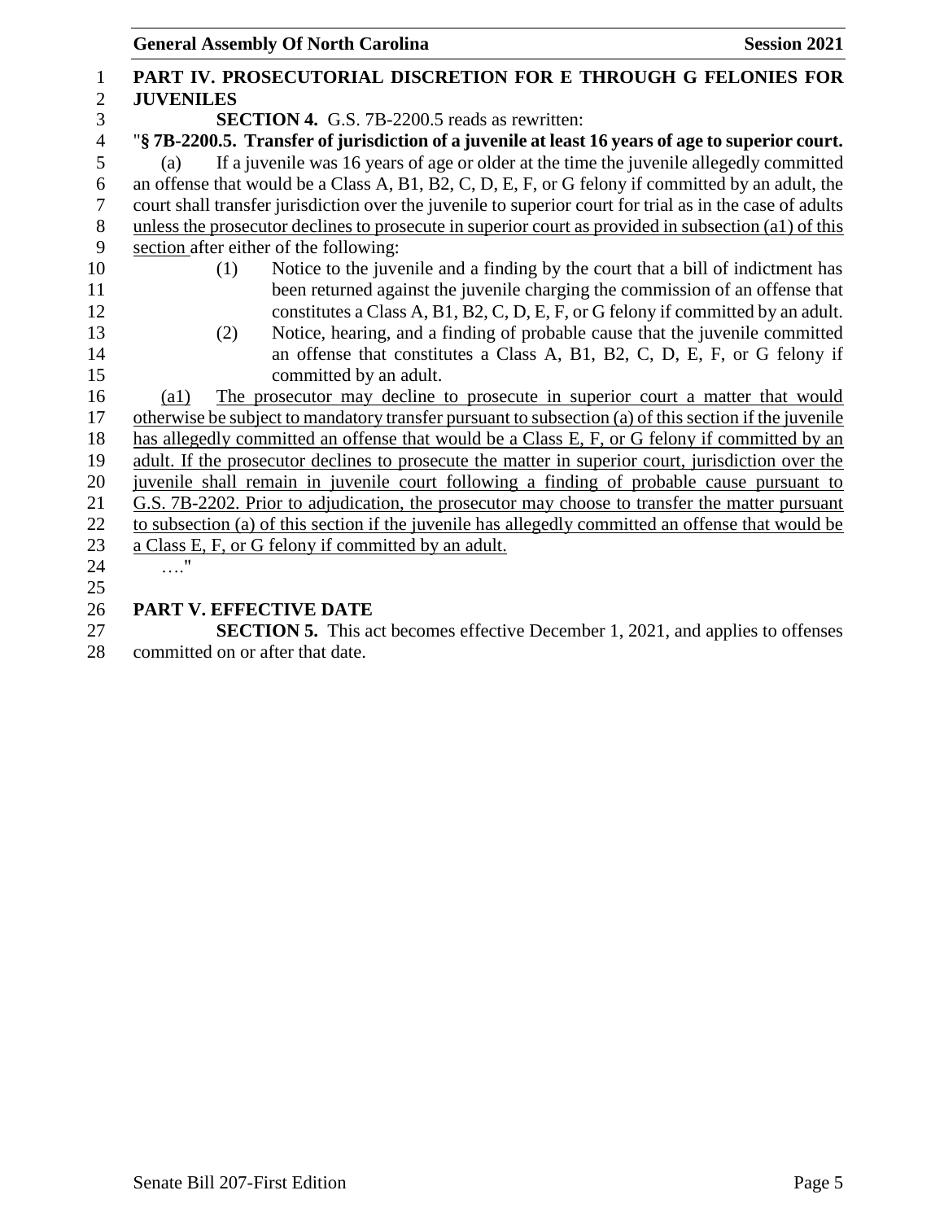**PART IV. PROSECUTORIAL DISCRETION FOR E THROUGH G FELONIES FOR JUVENILES**

**SECTION 4.** G.S. 7B-2200.5 reads as rewritten:

"**§ 7B-2200.5. Transfer of jurisdiction of a juvenile at least 16 years of age to superior court.**

(a) If a juvenile was 16 years of age or older at the time the juvenile allegedly committed an offense that would be a Class A, B1, B2, C, D, E, F, or G felony if committed by an adult, the court shall transfer jurisdiction over the juvenile to superior court for trial as in the case of adults unless the prosecutor declines to prosecute in superior court as provided in subsection (a1) of this section after either of the following:

(1) Notice to the juvenile and a finding by the court that a bill of indictment has been returned against the juvenile charging the commission of an offense that constitutes a Class A, B1, B2, C, D, E, F, or G felony if committed by an adult.

(2) Notice, hearing, and a finding of probable cause that the juvenile committed an offense that constitutes a Class A, B1, B2, C, D, E, F, or G felony if committed by an adult.

(a1) The prosecutor may decline to prosecute in superior court a matter that would otherwise be subject to mandatory transfer pursuant to subsection (a) of this section if the juvenile has allegedly committed an offense that would be a Class E, F, or G felony if committed by an adult. If the prosecutor declines to prosecute the matter in superior court, jurisdiction over the juvenile shall remain in juvenile court following a finding of probable cause pursuant to G.S. 7B-2202. Prior to adjudication, the prosecutor may choose to transfer the matter pursuant to subsection (a) of this section if the juvenile has allegedly committed an offense that would be a Class E, F, or G felony if committed by an adult.

…."

**PART V. EFFECTIVE DATE**

**SECTION 5.** This act becomes effective December 1, 2021, and applies to offenses committed on or after that date.